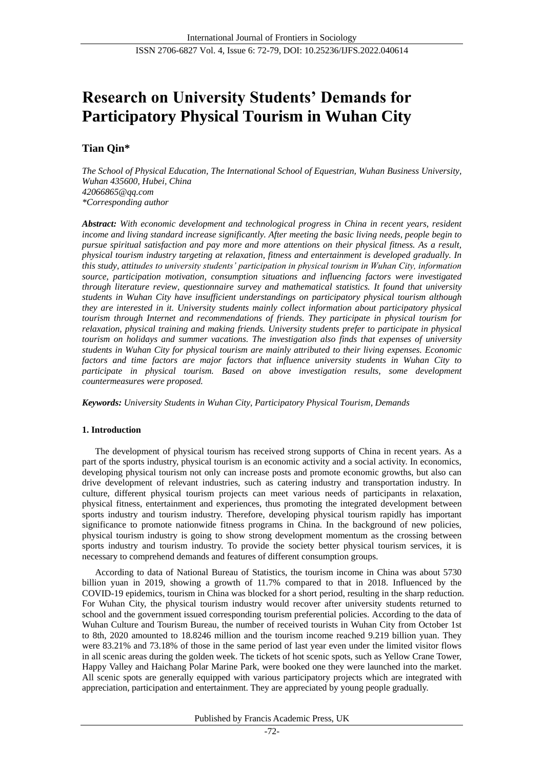# Research on University Students' Demands for Participatory Physical Tourism in Wuhan City

**Tian Qin***

*The School of Physical Education, The International School of Equestrian, Wuhan Business University, Wuhan 435600, Hubei, China*
*42066865@qq.com*
*\*Corresponding author*

***Abstract:** With economic development and technological progress in China in recent years, resident income and living standard increase significantly. After meeting the basic living needs, people begin to pursue spiritual satisfaction and pay more and more attentions on their physical fitness. As a result, physical tourism industry targeting at relaxation, fitness and entertainment is developed gradually. In this study, attitudes to university students' participation in physical tourism in Wuhan City, information source, participation motivation, consumption situations and influencing factors were investigated through literature review, questionnaire survey and mathematical statistics. It found that university students in Wuhan City have insufficient understandings on participatory physical tourism although they are interested in it. University students mainly collect information about participatory physical tourism through Internet and recommendations of friends. They participate in physical tourism for relaxation, physical training and making friends. University students prefer to participate in physical tourism on holidays and summer vacations. The investigation also finds that expenses of university students in Wuhan City for physical tourism are mainly attributed to their living expenses. Economic factors and time factors are major factors that influence university students in Wuhan City to participate in physical tourism. Based on above investigation results, some development countermeasures were proposed.*

***Keywords:** University Students in Wuhan City, Participatory Physical Tourism, Demands*

## 1. Introduction

The development of physical tourism has received strong supports of China in recent years. As a part of the sports industry, physical tourism is an economic activity and a social activity. In economics, developing physical tourism not only can increase posts and promote economic growths, but also can drive development of relevant industries, such as catering industry and transportation industry. In culture, different physical tourism projects can meet various needs of participants in relaxation, physical fitness, entertainment and experiences, thus promoting the integrated development between sports industry and tourism industry. Therefore, developing physical tourism rapidly has important significance to promote nationwide fitness programs in China. In the background of new policies, physical tourism industry is going to show strong development momentum as the crossing between sports industry and tourism industry. To provide the society better physical tourism services, it is necessary to comprehend demands and features of different consumption groups.

According to data of National Bureau of Statistics, the tourism income in China was about 5730 billion yuan in 2019, showing a growth of 11.7% compared to that in 2018. Influenced by the COVID-19 epidemics, tourism in China was blocked for a short period, resulting in the sharp reduction. For Wuhan City, the physical tourism industry would recover after university students returned to school and the government issued corresponding tourism preferential policies. According to the data of Wuhan Culture and Tourism Bureau, the number of received tourists in Wuhan City from October 1st to 8th, 2020 amounted to 18.8246 million and the tourism income reached 9.219 billion yuan. They were 83.21% and 73.18% of those in the same period of last year even under the limited visitor flows in all scenic areas during the golden week. The tickets of hot scenic spots, such as Yellow Crane Tower, Happy Valley and Haichang Polar Marine Park, were booked one they were launched into the market. All scenic spots are generally equipped with various participatory projects which are integrated with appreciation, participation and entertainment. They are appreciated by young people gradually.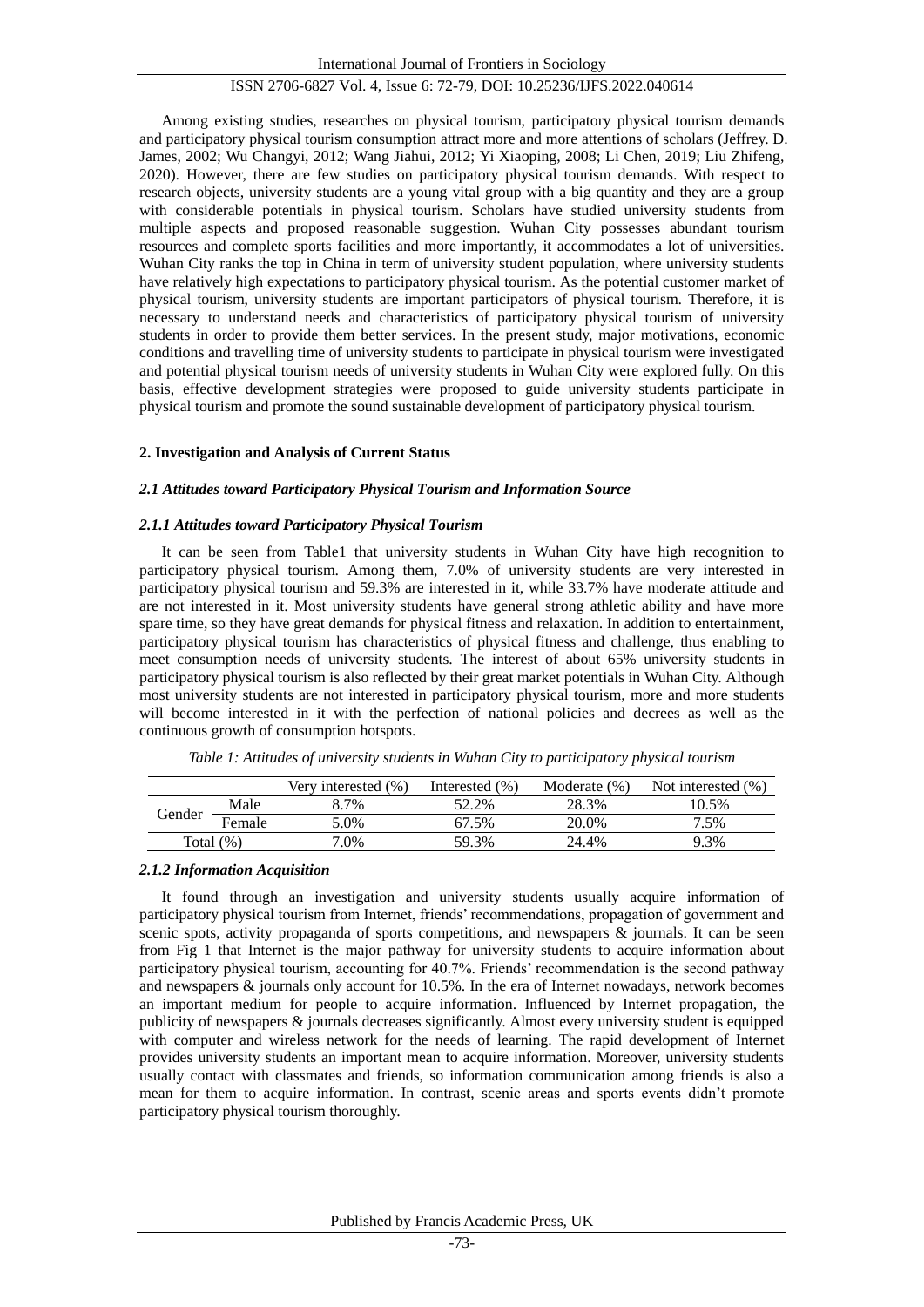Among existing studies, researches on physical tourism, participatory physical tourism demands and participatory physical tourism consumption attract more and more attentions of scholars (Jeffrey. D. James, 2002; Wu Changyi, 2012; Wang Jiahui, 2012; Yi Xiaoping, 2008; Li Chen, 2019; Liu Zhifeng, 2020). However, there are few studies on participatory physical tourism demands. With respect to research objects, university students are a young vital group with a big quantity and they are a group with considerable potentials in physical tourism. Scholars have studied university students from multiple aspects and proposed reasonable suggestion. Wuhan City possesses abundant tourism resources and complete sports facilities and more importantly, it accommodates a lot of universities. Wuhan City ranks the top in China in term of university student population, where university students have relatively high expectations to participatory physical tourism. As the potential customer market of physical tourism, university students are important participators of physical tourism. Therefore, it is necessary to understand needs and characteristics of participatory physical tourism of university students in order to provide them better services. In the present study, major motivations, economic conditions and travelling time of university students to participate in physical tourism were investigated and potential physical tourism needs of university students in Wuhan City were explored fully. On this basis, effective development strategies were proposed to guide university students participate in physical tourism and promote the sound sustainable development of participatory physical tourism.

## 2. Investigation and Analysis of Current Status

### *2.1 Attitudes toward Participatory Physical Tourism and Information Source*

#### *2.1.1 Attitudes toward Participatory Physical Tourism*

It can be seen from Table1 that university students in Wuhan City have high recognition to participatory physical tourism. Among them, 7.0% of university students are very interested in participatory physical tourism and 59.3% are interested in it, while 33.7% have moderate attitude and are not interested in it. Most university students have general strong athletic ability and have more spare time, so they have great demands for physical fitness and relaxation. In addition to entertainment, participatory physical tourism has characteristics of physical fitness and challenge, thus enabling to meet consumption needs of university students. The interest of about 65% university students in participatory physical tourism is also reflected by their great market potentials in Wuhan City. Although most university students are not interested in participatory physical tourism, more and more students will become interested in it with the perfection of national policies and decrees as well as the continuous growth of consumption hotspots.

*Table 1: Attitudes of university students in Wuhan City to participatory physical tourism*

| | | Very interested (%) | Interested (%) | Moderate (%) | Not interested (%) |
|---|---|---|---|---|---|
| Gender | Male | 8.7% | 52.2% | 28.3% | 10.5% |
| | Female | 5.0% | 67.5% | 20.0% | 7.5% |
| Total (%) | | 7.0% | 59.3% | 24.4% | 9.3% |

#### *2.1.2 Information Acquisition*

It found through an investigation and university students usually acquire information of participatory physical tourism from Internet, friends' recommendations, propagation of government and scenic spots, activity propaganda of sports competitions, and newspapers & journals. It can be seen from Fig 1 that Internet is the major pathway for university students to acquire information about participatory physical tourism, accounting for 40.7%. Friends' recommendation is the second pathway and newspapers & journals only account for 10.5%. In the era of Internet nowadays, network becomes an important medium for people to acquire information. Influenced by Internet propagation, the publicity of newspapers & journals decreases significantly. Almost every university student is equipped with computer and wireless network for the needs of learning. The rapid development of Internet provides university students an important mean to acquire information. Moreover, university students usually contact with classmates and friends, so information communication among friends is also a mean for them to acquire information. In contrast, scenic areas and sports events didn't promote participatory physical tourism thoroughly.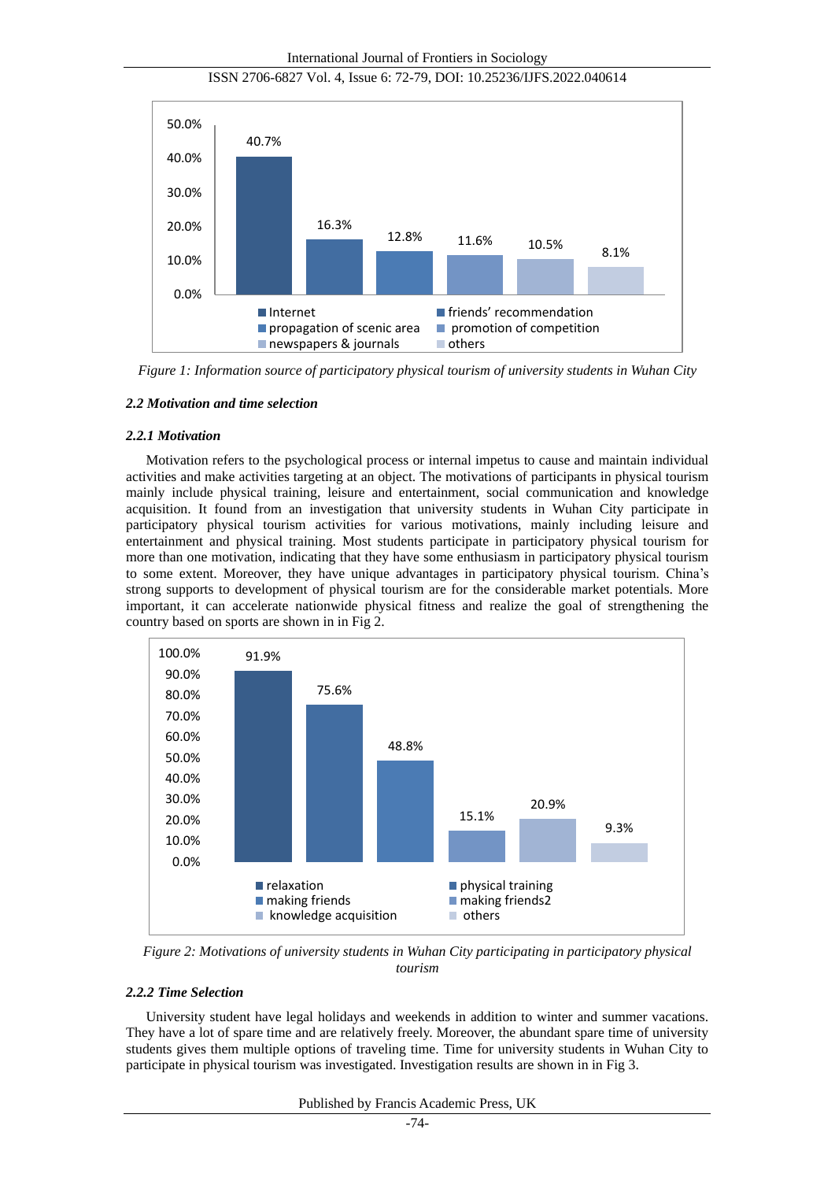Figure 1: Information source of participatory physical tourism of university students in Wuhan City

### 2.2 Motivation and time selection

#### 2.2.1 Motivation

Motivation refers to the psychological process or internal impetus to cause and maintain individual activities and make activities targeting at an object. The motivations of participants in physical tourism mainly include physical training, leisure and entertainment, social communication and knowledge acquisition. It found from an investigation that university students in Wuhan City participate in participatory physical tourism activities for various motivations, mainly including leisure and entertainment and physical training. Most students participate in participatory physical tourism for more than one motivation, indicating that they have some enthusiasm in participatory physical tourism to some extent. Moreover, they have unique advantages in participatory physical tourism. China's strong supports to development of physical tourism are for the considerable market potentials. More important, it can accelerate nationwide physical fitness and realize the goal of strengthening the country based on sports are shown in in Fig 2.

Figure 2: Motivations of university students in Wuhan City participating in participatory physical tourism

#### 2.2.2 Time Selection

University student have legal holidays and weekends in addition to winter and summer vacations. They have a lot of spare time and are relatively freely. Moreover, the abundant spare time of university students gives them multiple options of traveling time. Time for university students in Wuhan City to participate in physical tourism was investigated. Investigation results are shown in in Fig 3.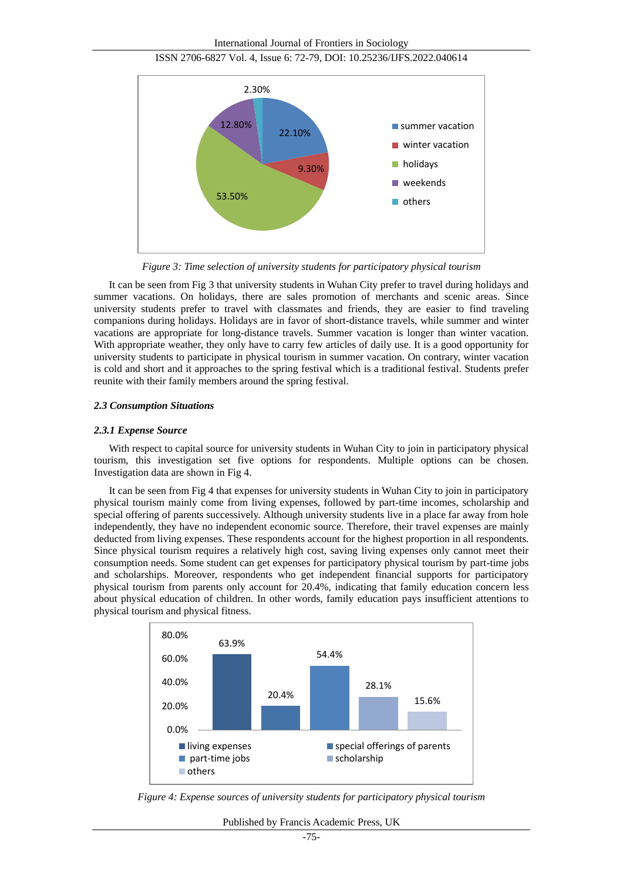*Figure 3: Time selection of university students for participatory physical tourism*

It can be seen from Fig 3 that university students in Wuhan City prefer to travel during holidays and summer vacations. On holidays, there are sales promotion of merchants and scenic areas. Since university students prefer to travel with classmates and friends, they are easier to find traveling companions during holidays. Holidays are in favor of short-distance travels, while summer and winter vacations are appropriate for long-distance travels. Summer vacation is longer than winter vacation. With appropriate weather, they only have to carry few articles of daily use. It is a good opportunity for university students to participate in physical tourism in summer vacation. On contrary, winter vacation is cold and short and it approaches to the spring festival which is a traditional festival. Students prefer reunite with their family members around the spring festival.

### *2.3 Consumption Situations*

#### *2.3.1 Expense Source*

With respect to capital source for university students in Wuhan City to join in participatory physical tourism, this investigation set five options for respondents. Multiple options can be chosen. Investigation data are shown in Fig 4.

It can be seen from Fig 4 that expenses for university students in Wuhan City to join in participatory physical tourism mainly come from living expenses, followed by part-time incomes, scholarship and special offering of parents successively. Although university students live in a place far away from hole independently, they have no independent economic source. Therefore, their travel expenses are mainly deducted from living expenses. These respondents account for the highest proportion in all respondents. Since physical tourism requires a relatively high cost, saving living expenses only cannot meet their consumption needs. Some student can get expenses for participatory physical tourism by part-time jobs and scholarships. Moreover, respondents who get independent financial supports for participatory physical tourism from parents only account for 20.4%, indicating that family education concern less about physical education of children. In other words, family education pays insufficient attentions to physical tourism and physical fitness.

*Figure 4: Expense sources of university students for participatory physical tourism*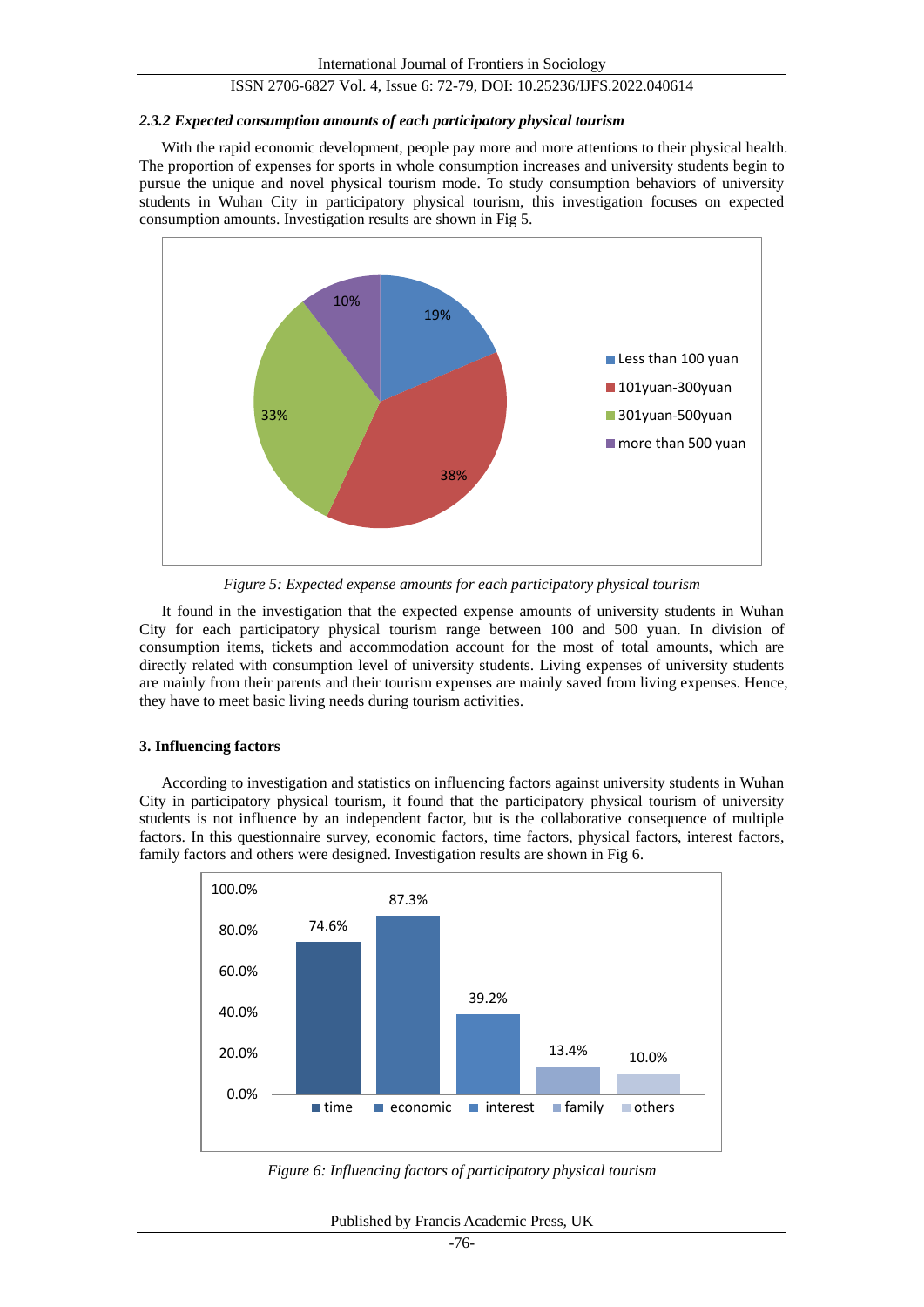### 2.3.2 Expected consumption amounts of each participatory physical tourism

With the rapid economic development, people pay more and more attentions to their physical health. The proportion of expenses for sports in whole consumption increases and university students begin to pursue the unique and novel physical tourism mode. To study consumption behaviors of university students in Wuhan City in participatory physical tourism, this investigation focuses on expected consumption amounts. Investigation results are shown in Fig 5.

*Figure 5: Expected expense amounts for each participatory physical tourism*

It found in the investigation that the expected expense amounts of university students in Wuhan City for each participatory physical tourism range between 100 and 500 yuan. In division of consumption items, tickets and accommodation account for the most of total amounts, which are directly related with consumption level of university students. Living expenses of university students are mainly from their parents and their tourism expenses are mainly saved from living expenses. Hence, they have to meet basic living needs during tourism activities.

## 3. Influencing factors

According to investigation and statistics on influencing factors against university students in Wuhan City in participatory physical tourism, it found that the participatory physical tourism of university students is not influence by an independent factor, but is the collaborative consequence of multiple factors. In this questionnaire survey, economic factors, time factors, physical factors, interest factors, family factors and others were designed. Investigation results are shown in Fig 6.

*Figure 6: Influencing factors of participatory physical tourism*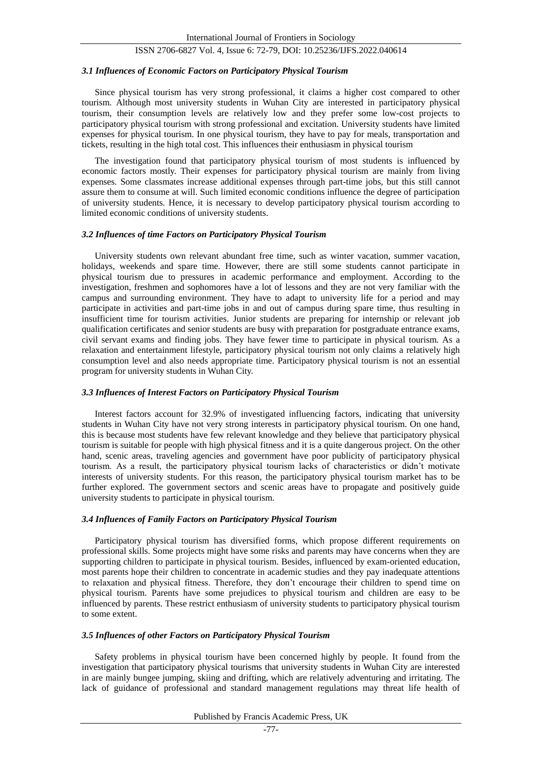### *3.1 Influences of Economic Factors on Participatory Physical Tourism*

Since physical tourism has very strong professional, it claims a higher cost compared to other tourism. Although most university students in Wuhan City are interested in participatory physical tourism, their consumption levels are relatively low and they prefer some low-cost projects to participatory physical tourism with strong professional and excitation. University students have limited expenses for physical tourism. In one physical tourism, they have to pay for meals, transportation and tickets, resulting in the high total cost. This influences their enthusiasm in physical tourism

The investigation found that participatory physical tourism of most students is influenced by economic factors mostly. Their expenses for participatory physical tourism are mainly from living expenses. Some classmates increase additional expenses through part-time jobs, but this still cannot assure them to consume at will. Such limited economic conditions influence the degree of participation of university students. Hence, it is necessary to develop participatory physical tourism according to limited economic conditions of university students.

### *3.2 Influences of time Factors on Participatory Physical Tourism*

University students own relevant abundant free time, such as winter vacation, summer vacation, holidays, weekends and spare time. However, there are still some students cannot participate in physical tourism due to pressures in academic performance and employment. According to the investigation, freshmen and sophomores have a lot of lessons and they are not very familiar with the campus and surrounding environment. They have to adapt to university life for a period and may participate in activities and part-time jobs in and out of campus during spare time, thus resulting in insufficient time for tourism activities. Junior students are preparing for internship or relevant job qualification certificates and senior students are busy with preparation for postgraduate entrance exams, civil servant exams and finding jobs. They have fewer time to participate in physical tourism. As a relaxation and entertainment lifestyle, participatory physical tourism not only claims a relatively high consumption level and also needs appropriate time. Participatory physical tourism is not an essential program for university students in Wuhan City.

### *3.3 Influences of Interest Factors on Participatory Physical Tourism*

Interest factors account for 32.9% of investigated influencing factors, indicating that university students in Wuhan City have not very strong interests in participatory physical tourism. On one hand, this is because most students have few relevant knowledge and they believe that participatory physical tourism is suitable for people with high physical fitness and it is a quite dangerous project. On the other hand, scenic areas, traveling agencies and government have poor publicity of participatory physical tourism. As a result, the participatory physical tourism lacks of characteristics or didn't motivate interests of university students. For this reason, the participatory physical tourism market has to be further explored. The government sectors and scenic areas have to propagate and positively guide university students to participate in physical tourism.

### *3.4 Influences of Family Factors on Participatory Physical Tourism*

Participatory physical tourism has diversified forms, which propose different requirements on professional skills. Some projects might have some risks and parents may have concerns when they are supporting children to participate in physical tourism. Besides, influenced by exam-oriented education, most parents hope their children to concentrate in academic studies and they pay inadequate attentions to relaxation and physical fitness. Therefore, they don't encourage their children to spend time on physical tourism. Parents have some prejudices to physical tourism and children are easy to be influenced by parents. These restrict enthusiasm of university students to participatory physical tourism to some extent.

### *3.5 Influences of other Factors on Participatory Physical Tourism*

Safety problems in physical tourism have been concerned highly by people. It found from the investigation that participatory physical tourisms that university students in Wuhan City are interested in are mainly bungee jumping, skiing and drifting, which are relatively adventuring and irritating. The lack of guidance of professional and standard management regulations may threat life health of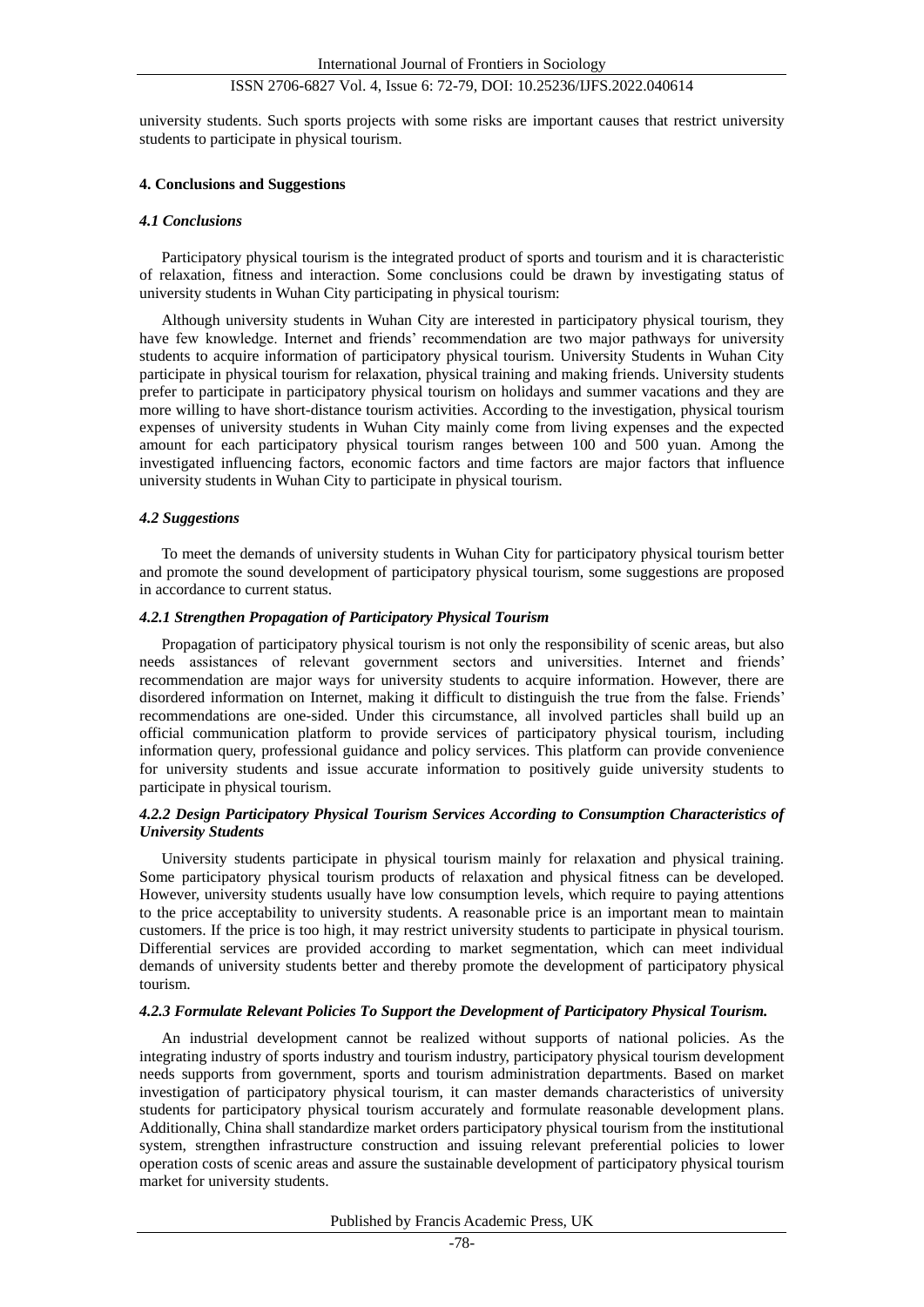university students. Such sports projects with some risks are important causes that restrict university students to participate in physical tourism.

## 4. Conclusions and Suggestions

### *4.1 Conclusions*

Participatory physical tourism is the integrated product of sports and tourism and it is characteristic of relaxation, fitness and interaction. Some conclusions could be drawn by investigating status of university students in Wuhan City participating in physical tourism:

Although university students in Wuhan City are interested in participatory physical tourism, they have few knowledge. Internet and friends' recommendation are two major pathways for university students to acquire information of participatory physical tourism. University Students in Wuhan City participate in physical tourism for relaxation, physical training and making friends. University students prefer to participate in participatory physical tourism on holidays and summer vacations and they are more willing to have short-distance tourism activities. According to the investigation, physical tourism expenses of university students in Wuhan City mainly come from living expenses and the expected amount for each participatory physical tourism ranges between 100 and 500 yuan. Among the investigated influencing factors, economic factors and time factors are major factors that influence university students in Wuhan City to participate in physical tourism.

### *4.2 Suggestions*

To meet the demands of university students in Wuhan City for participatory physical tourism better and promote the sound development of participatory physical tourism, some suggestions are proposed in accordance to current status.

#### *4.2.1 Strengthen Propagation of Participatory Physical Tourism*

Propagation of participatory physical tourism is not only the responsibility of scenic areas, but also needs assistances of relevant government sectors and universities. Internet and friends' recommendation are major ways for university students to acquire information. However, there are disordered information on Internet, making it difficult to distinguish the true from the false. Friends' recommendations are one-sided. Under this circumstance, all involved particles shall build up an official communication platform to provide services of participatory physical tourism, including information query, professional guidance and policy services. This platform can provide convenience for university students and issue accurate information to positively guide university students to participate in physical tourism.

#### *4.2.2 Design Participatory Physical Tourism Services According to Consumption Characteristics of University Students*

University students participate in physical tourism mainly for relaxation and physical training. Some participatory physical tourism products of relaxation and physical fitness can be developed. However, university students usually have low consumption levels, which require to paying attentions to the price acceptability to university students. A reasonable price is an important mean to maintain customers. If the price is too high, it may restrict university students to participate in physical tourism. Differential services are provided according to market segmentation, which can meet individual demands of university students better and thereby promote the development of participatory physical tourism.

#### *4.2.3 Formulate Relevant Policies To Support the Development of Participatory Physical Tourism.*

An industrial development cannot be realized without supports of national policies. As the integrating industry of sports industry and tourism industry, participatory physical tourism development needs supports from government, sports and tourism administration departments. Based on market investigation of participatory physical tourism, it can master demands characteristics of university students for participatory physical tourism accurately and formulate reasonable development plans. Additionally, China shall standardize market orders participatory physical tourism from the institutional system, strengthen infrastructure construction and issuing relevant preferential policies to lower operation costs of scenic areas and assure the sustainable development of participatory physical tourism market for university students.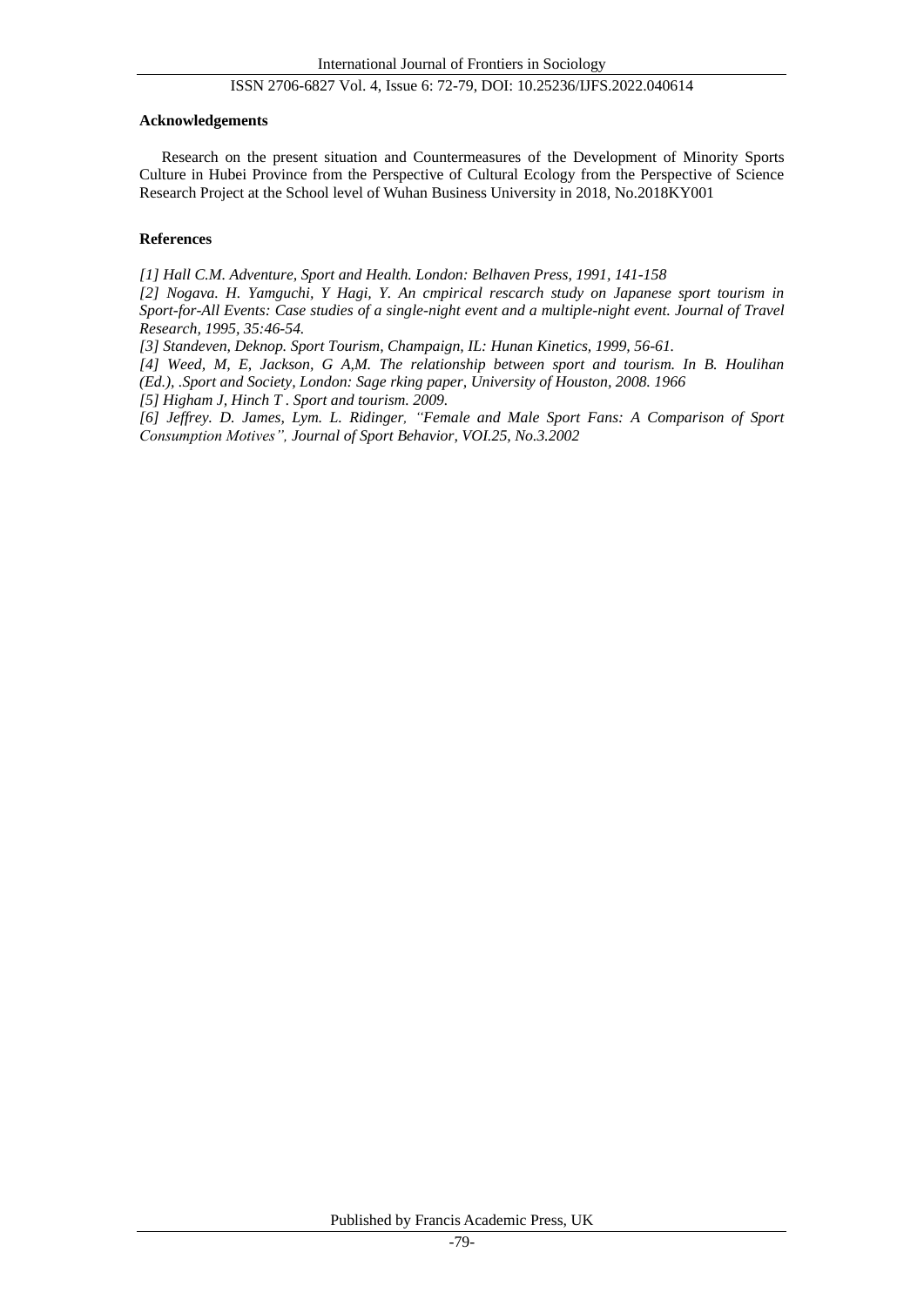**Acknowledgements**

Research on the present situation and Countermeasures of the Development of Minority Sports Culture in Hubei Province from the Perspective of Cultural Ecology from the Perspective of Science Research Project at the School level of Wuhan Business University in 2018, No.2018KY001

**References**

*[1] Hall C.M. Adventure, Sport and Health. London: Belhaven Press, 1991, 141-158*

*[2] Nogava. H. Yamguchi, Y Hagi, Y. An cmpirical rescarch study on Japanese sport tourism in Sport-for-All Events: Case studies of a single-night event and a multiple-night event. Journal of Travel Research, 1995, 35:46-54.*

*[3] Standeven, Deknop. Sport Tourism, Champaign, IL: Hunan Kinetics, 1999, 56-61.*

*[4] Weed, M, E, Jackson, G A,M. The relationship between sport and tourism. In B. Houlihan (Ed.), .Sport and Society, London: Sage rking paper, University of Houston, 2008. 1966*

*[5] Higham J, Hinch T . Sport and tourism. 2009.*

*[6] Jeffrey. D. James, Lym. L. Ridinger, "Female and Male Sport Fans: A Comparison of Sport Consumption Motives", Journal of Sport Behavior, VOI.25, No.3.2002*